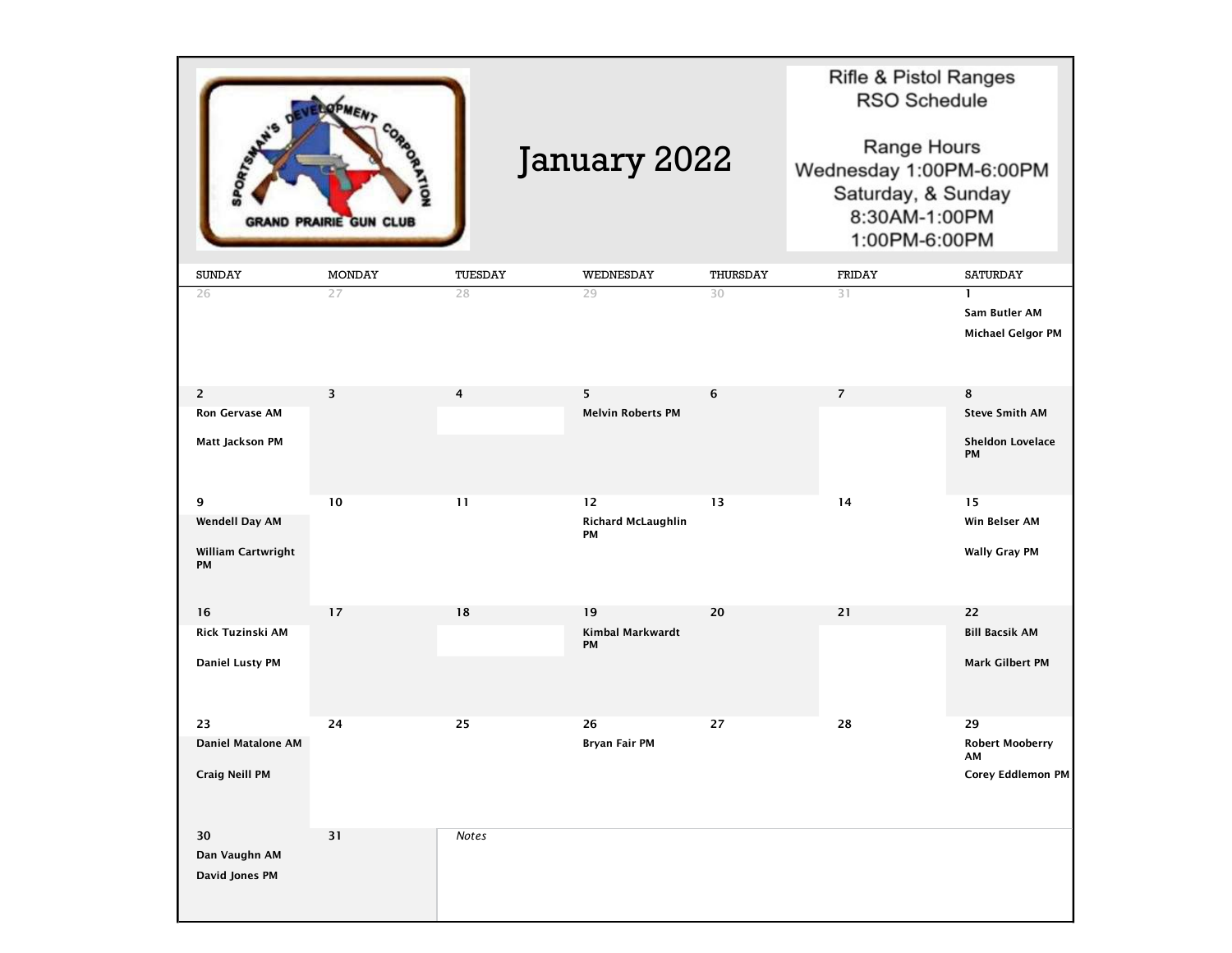GRAND PRAIRIE GUN CLUB — SPORTSMAN'S DEVELOPMENT CORPORATION

# January 2022

Rifle & Pistol Ranges
RSO Schedule

Range Hours
Wednesday 1:00PM-6:00PM
Saturday, & Sunday
8:30AM-1:00PM
1:00PM-6:00PM

| SUNDAY | MONDAY | TUESDAY | WEDNESDAY | THURSDAY | FRIDAY | SATURDAY |
|---|---|---|---|---|---|---|
| 26 | 27 | 28 | 29 | 30 | 31 | 1<br>**Sam Butler AM**<br>**Michael Gelgor PM** |
| 2<br>**Ron Gervase AM**<br>**Matt Jackson PM** | 3 | 4 | 5<br>**Melvin Roberts PM** | 6 | 7 | 8<br>**Steve Smith AM**<br>**Sheldon Lovelace PM** |
| 9<br>**Wendell Day AM**<br>**William Cartwright PM** | 10 | 11 | 12<br>**Richard McLaughlin PM** | 13 | 14 | 15<br>**Win Belser AM**<br>**Wally Gray PM** |
| 16<br>**Rick Tuzinski AM**<br>**Daniel Lusty PM** | 17 | 18 | 19<br>**Kimbal Markwardt PM** | 20 | 21 | 22<br>**Bill Bacsik AM**<br>**Mark Gilbert PM** |
| 23<br>**Daniel Matalone AM**<br>**Craig Neill PM** | 24 | 25 | 26<br>**Bryan Fair PM** | 27 | 28 | 29<br>**Robert Mooberry AM**<br>**Corey Eddlemon PM** |
| 30<br>**Dan Vaughn AM**<br>**David Jones PM** | 31 | *Notes* | | | | |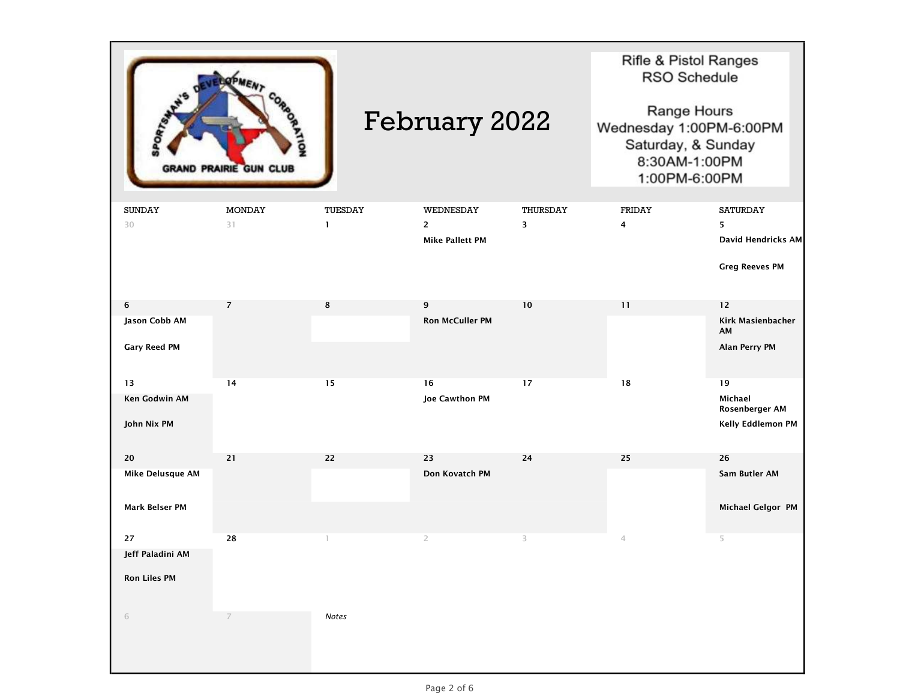SPORTSMAN'S DEVELOPMENT CORPORATION
GRAND PRAIRIE GUN CLUB

# February 2022

Rifle & Pistol Ranges
RSO Schedule

Range Hours
Wednesday 1:00PM-6:00PM
Saturday, & Sunday
8:30AM-1:00PM
1:00PM-6:00PM

| SUNDAY | MONDAY | TUESDAY | WEDNESDAY | THURSDAY | FRIDAY | SATURDAY |
|---|---|---|---|---|---|---|
| 30 | 31 | 1 | 2<br>**Mike Pallett PM** | 3 | 4 | 5<br>**David Hendricks AM**<br>**Greg Reeves PM** |
| 6<br>**Jason Cobb AM**<br>**Gary Reed PM** | 7 | 8 | 9<br>**Ron McCuller PM** | 10 | 11 | 12<br>**Kirk Masienbacher AM**<br>**Alan Perry PM** |
| 13<br>**Ken Godwin AM**<br>**John Nix PM** | 14 | 15 | 16<br>**Joe Cawthon PM** | 17 | 18 | 19<br>**Michael Rosenberger AM**<br>**Kelly Eddlemon PM** |
| 20<br>**Mike Delusque AM**<br>**Mark Belser PM** | 21 | 22 | 23<br>**Don Kovatch PM** | 24 | 25 | 26<br>**Sam Butler AM**<br>**Michael Gelgor PM** |
| 27<br>**Jeff Paladini AM**<br>**Ron Liles PM** | 28 | 1 | 2 | 3 | 4 | 5 |
| 6 | 7 | *Notes* | | | | |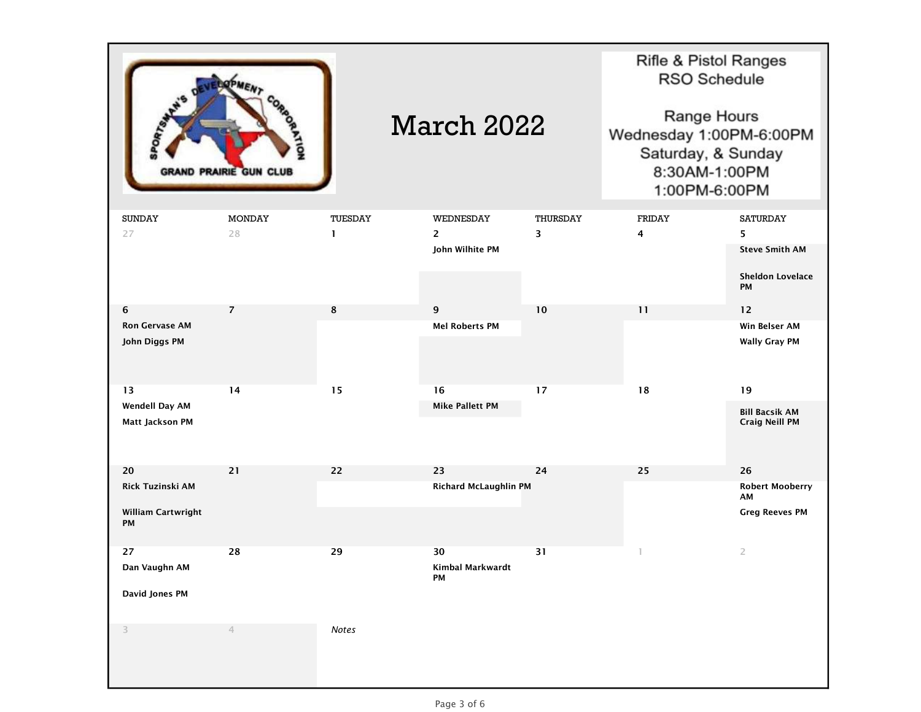# March 2022

**Rifle & Pistol Ranges RSO Schedule**

Range Hours
Wednesday 1:00PM-6:00PM
Saturday, & Sunday
8:30AM-1:00PM
1:00PM-6:00PM

| SUNDAY | MONDAY | TUESDAY | WEDNESDAY | THURSDAY | FRIDAY | SATURDAY |
|---|---|---|---|---|---|---|
| 27 | 28 | 1 | 2<br>John Wilhite PM | 3 | 4 | 5<br>Steve Smith AM<br>Sheldon Lovelace PM |
| 6<br>Ron Gervase AM<br>John Diggs PM | 7 | 8 | 9<br>Mel Roberts PM | 10 | 11 | 12<br>Win Belser AM<br>Wally Gray PM |
| 13<br>Wendell Day AM<br>Matt Jackson PM | 14 | 15 | 16<br>Mike Pallett PM | 17 | 18 | 19<br>Bill Bacsik AM<br>Craig Neill PM |
| 20<br>Rick Tuzinski AM<br>William Cartwright PM | 21 | 22 | 23<br>Richard McLaughlin PM | 24 | 25 | 26<br>Robert Mooberry AM<br>Greg Reeves PM |
| 27<br>Dan Vaughn AM<br>David Jones PM | 28 | 29 | 30<br>Kimbal Markwardt PM | 31 | 1 | 2 |
| 3 | 4 | *Notes* | | | | |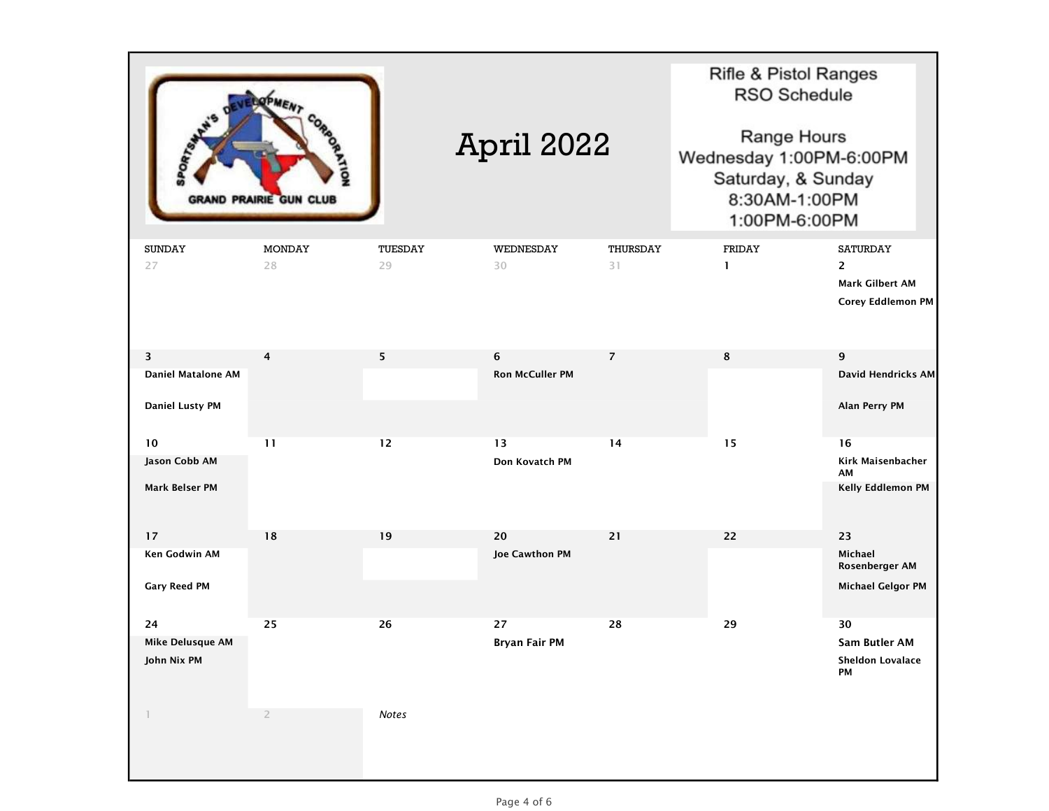# April 2022

**Rifle & Pistol Ranges**
**RSO Schedule**

**Range Hours**
Wednesday 1:00PM-6:00PM
Saturday, & Sunday
8:30AM-1:00PM
1:00PM-6:00PM

| SUNDAY | MONDAY | TUESDAY | WEDNESDAY | THURSDAY | FRIDAY | SATURDAY |
|---|---|---|---|---|---|---|
| 27 | 28 | 29 | 30 | 31 | 1 | 2<br>**Mark Gilbert AM**<br>**Corey Eddlemon PM** |
| 3<br>**Daniel Matalone AM**<br>**Daniel Lusty PM** | 4 | 5 | 6<br>**Ron McCuller PM** | 7 | 8 | 9<br>**David Hendricks AM**<br>**Alan Perry PM** |
| 10<br>**Jason Cobb AM**<br>**Mark Belser PM** | 11 | 12 | 13<br>**Don Kovatch PM** | 14 | 15 | 16<br>**Kirk Maisenbacher AM**<br>**Kelly Eddlemon PM** |
| 17<br>**Ken Godwin AM**<br>**Gary Reed PM** | 18 | 19 | 20<br>**Joe Cawthon PM** | 21 | 22 | 23<br>**Michael Rosenberger AM**<br>**Michael Gelgor PM** |
| 24<br>**Mike Delusque AM**<br>**John Nix PM** | 25 | 26 | 27<br>**Bryan Fair PM** | 28 | 29 | 30<br>**Sam Butler AM**<br>**Sheldon Lovalace PM** |
| 1 | 2 | *Notes* | | | | |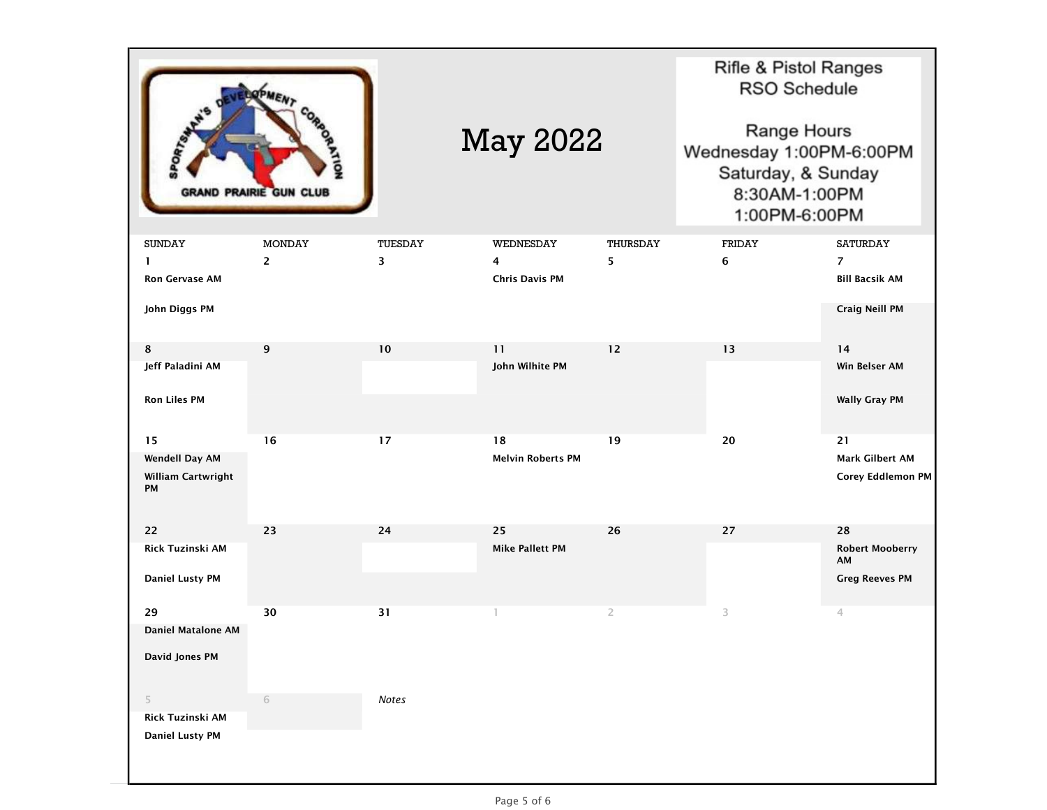SPORTSMAN'S DEVELOPMENT CORPORATION
GRAND PRAIRIE GUN CLUB

# May 2022

**Rifle & Pistol Ranges RSO Schedule**

Range Hours
Wednesday 1:00PM-6:00PM
Saturday, & Sunday
8:30AM-1:00PM
1:00PM-6:00PM

| SUNDAY | MONDAY | TUESDAY | WEDNESDAY | THURSDAY | FRIDAY | SATURDAY |
|---|---|---|---|---|---|---|
| 1<br>**Ron Gervase AM**<br>**John Diggs PM** | 2 | 3 | 4<br>**Chris Davis PM** | 5 | 6 | 7<br>**Bill Bacsik AM**<br>**Craig Neill PM** |
| 8<br>**Jeff Paladini AM**<br>**Ron Liles PM** | 9 | 10 | 11<br>**John Wilhite PM** | 12 | 13 | 14<br>**Win Belser AM**<br>**Wally Gray PM** |
| 15<br>**Wendell Day AM**<br>**William Cartwright PM** | 16 | 17 | 18<br>**Melvin Roberts PM** | 19 | 20 | 21<br>**Mark Gilbert AM**<br>**Corey Eddlemon PM** |
| 22<br>**Rick Tuzinski AM**<br>**Daniel Lusty PM** | 23 | 24 | 25<br>**Mike Pallett PM** | 26 | 27 | 28<br>**Robert Mooberry AM**<br>**Greg Reeves PM** |
| 29<br>**Daniel Matalone AM**<br>**David Jones PM** | 30 | 31 | 1 | 2 | 3 | 4 |
| 5<br>**Rick Tuzinski AM**<br>**Daniel Lusty PM** | 6 | *Notes* | | | | |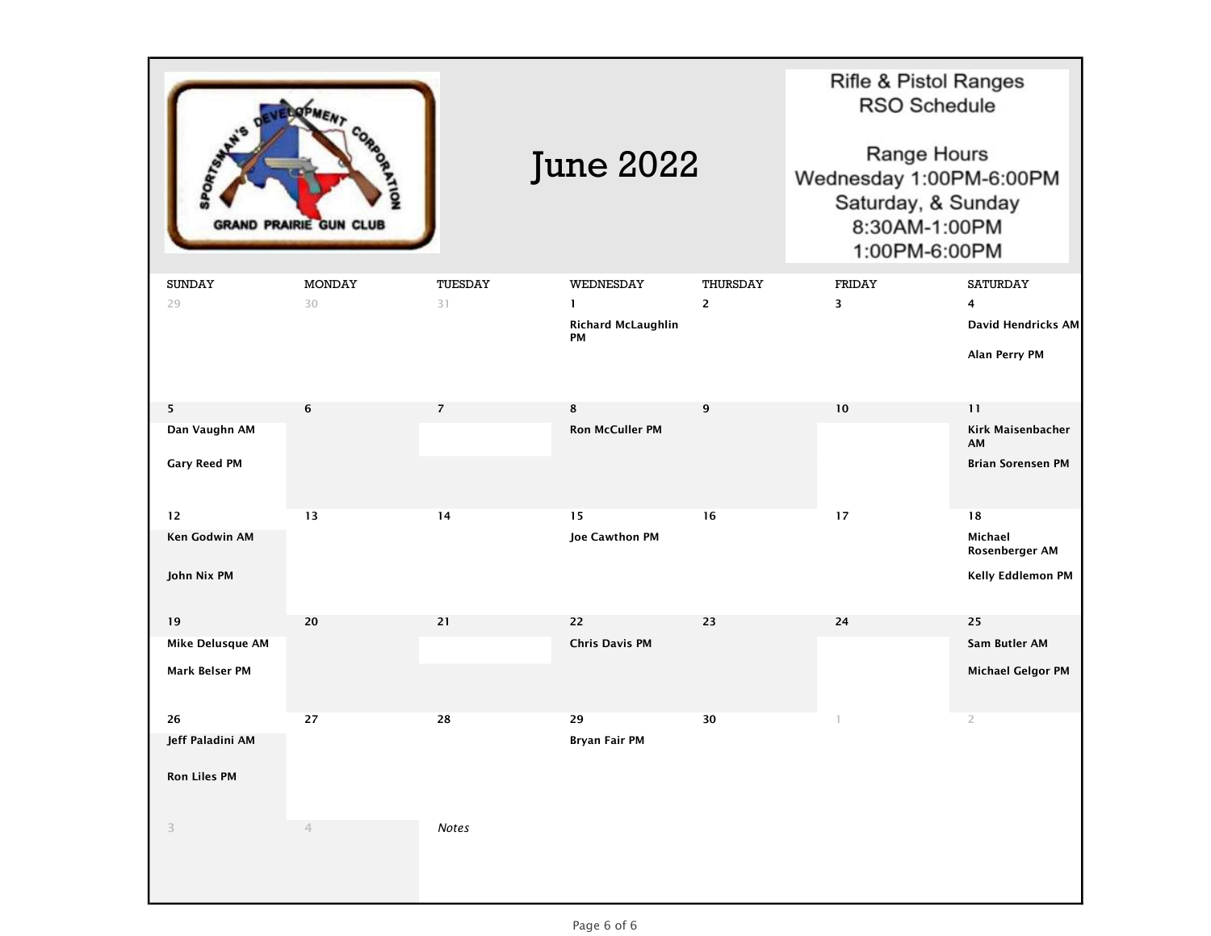# June 2022

## Rifle & Pistol Ranges RSO Schedule

**Range Hours**
Wednesday 1:00PM-6:00PM
Saturday, & Sunday
8:30AM-1:00PM
1:00PM-6:00PM

| SUNDAY | MONDAY | TUESDAY | WEDNESDAY | THURSDAY | FRIDAY | SATURDAY |
|---|---|---|---|---|---|---|
| 29 | 30 | 31 | 1<br>**Richard McLaughlin PM** | 2 | 3 | 4<br>**David Hendricks AM**<br>**Alan Perry PM** |
| 5<br>**Dan Vaughn AM**<br>**Gary Reed PM** | 6 | 7 | 8<br>**Ron McCuller PM** | 9 | 10 | 11<br>**Kirk Maisenbacher AM**<br>**Brian Sorensen PM** |
| 12<br>**Ken Godwin AM**<br>**John Nix PM** | 13 | 14 | 15<br>**Joe Cawthon PM** | 16 | 17 | 18<br>**Michael Rosenberger AM**<br>**Kelly Eddlemon PM** |
| 19<br>**Mike Delusque AM**<br>**Mark Belser PM** | 20 | 21 | 22<br>**Chris Davis PM** | 23 | 24 | 25<br>**Sam Butler AM**<br>**Michael Gelgor PM** |
| 26<br>**Jeff Paladini AM**<br>**Ron Liles PM** | 27 | 28 | 29<br>**Bryan Fair PM** | 30 | 1 | 2 |
| 3 | 4 | *Notes* | | | | |